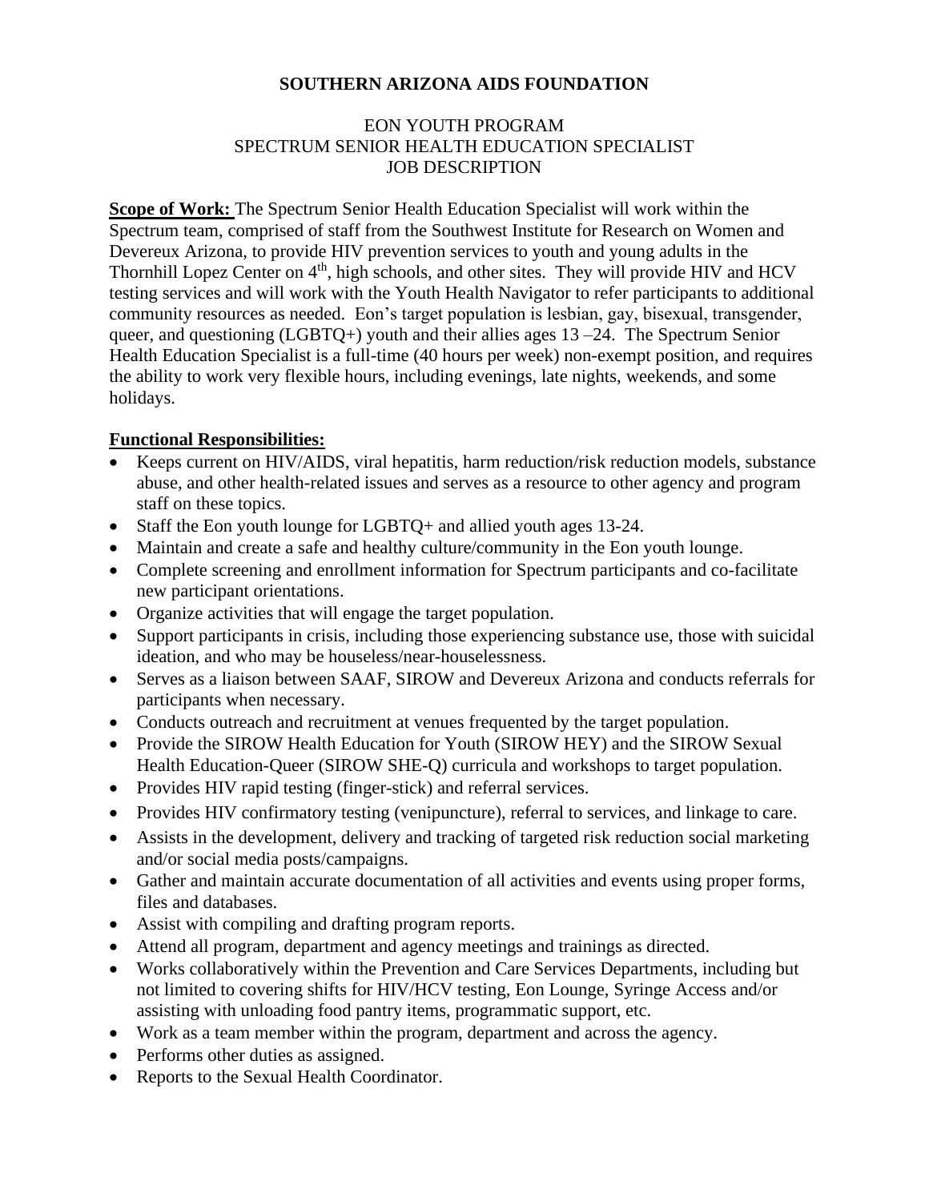# SOUTHERN ARIZONA AIDS FOUNDATION

## EON YOUTH PROGRAM
## SPECTRUM SENIOR HEALTH EDUCATION SPECIALIST
## JOB DESCRIPTION

**Scope of Work:** The Spectrum Senior Health Education Specialist will work within the Spectrum team, comprised of staff from the Southwest Institute for Research on Women and Devereux Arizona, to provide HIV prevention services to youth and young adults in the Thornhill Lopez Center on 4th, high schools, and other sites. They will provide HIV and HCV testing services and will work with the Youth Health Navigator to refer participants to additional community resources as needed. Eon's target population is lesbian, gay, bisexual, transgender, queer, and questioning (LGBTQ+) youth and their allies ages 13 –24. The Spectrum Senior Health Education Specialist is a full-time (40 hours per week) non-exempt position, and requires the ability to work very flexible hours, including evenings, late nights, weekends, and some holidays.

**Functional Responsibilities:**

- Keeps current on HIV/AIDS, viral hepatitis, harm reduction/risk reduction models, substance abuse, and other health-related issues and serves as a resource to other agency and program staff on these topics.
- Staff the Eon youth lounge for LGBTQ+ and allied youth ages 13-24.
- Maintain and create a safe and healthy culture/community in the Eon youth lounge.
- Complete screening and enrollment information for Spectrum participants and co-facilitate new participant orientations.
- Organize activities that will engage the target population.
- Support participants in crisis, including those experiencing substance use, those with suicidal ideation, and who may be houseless/near-houselessness.
- Serves as a liaison between SAAF, SIROW and Devereux Arizona and conducts referrals for participants when necessary.
- Conducts outreach and recruitment at venues frequented by the target population.
- Provide the SIROW Health Education for Youth (SIROW HEY) and the SIROW Sexual Health Education-Queer (SIROW SHE-Q) curricula and workshops to target population.
- Provides HIV rapid testing (finger-stick) and referral services.
- Provides HIV confirmatory testing (venipuncture), referral to services, and linkage to care.
- Assists in the development, delivery and tracking of targeted risk reduction social marketing and/or social media posts/campaigns.
- Gather and maintain accurate documentation of all activities and events using proper forms, files and databases.
- Assist with compiling and drafting program reports.
- Attend all program, department and agency meetings and trainings as directed.
- Works collaboratively within the Prevention and Care Services Departments, including but not limited to covering shifts for HIV/HCV testing, Eon Lounge, Syringe Access and/or assisting with unloading food pantry items, programmatic support, etc.
- Work as a team member within the program, department and across the agency.
- Performs other duties as assigned.
- Reports to the Sexual Health Coordinator.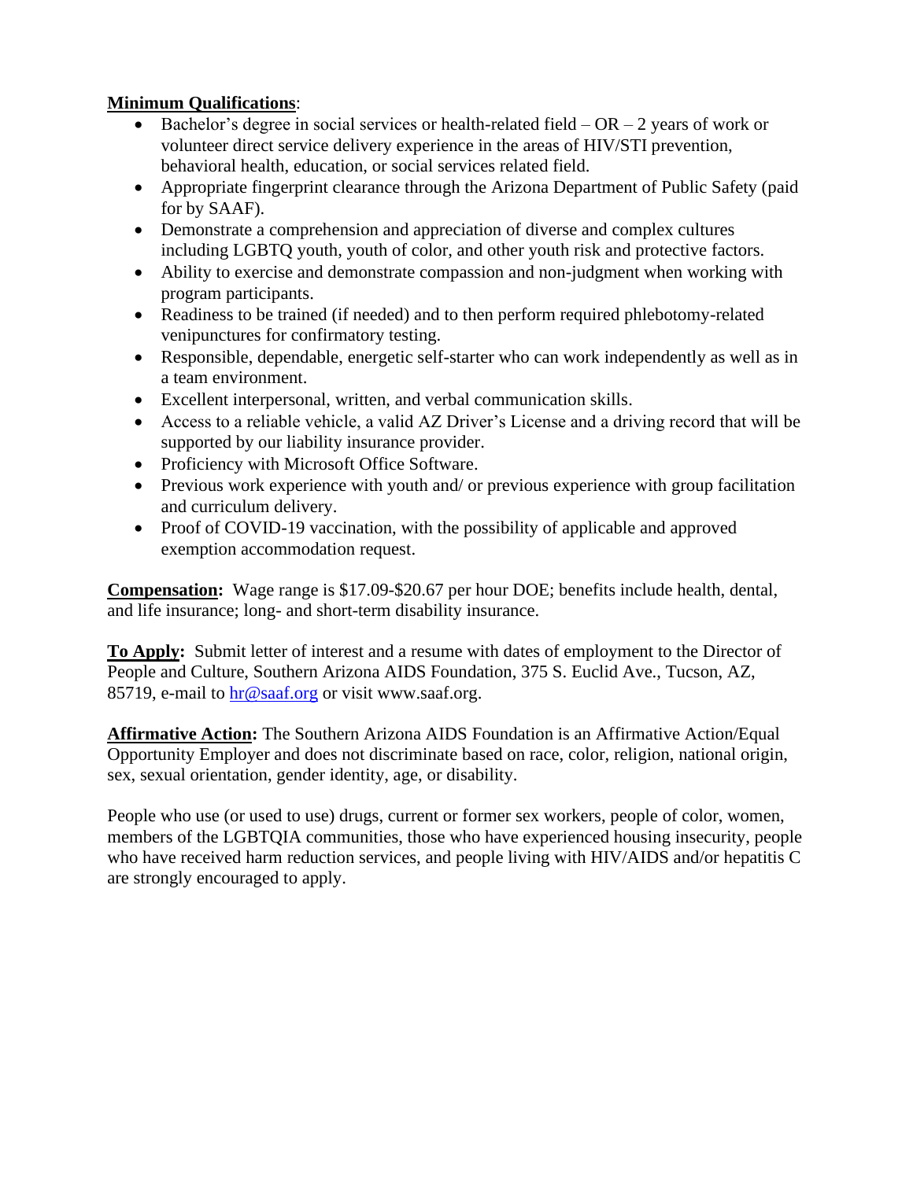**Minimum Qualifications**:

- Bachelor's degree in social services or health-related field – OR – 2 years of work or volunteer direct service delivery experience in the areas of HIV/STI prevention, behavioral health, education, or social services related field.
- Appropriate fingerprint clearance through the Arizona Department of Public Safety (paid for by SAAF).
- Demonstrate a comprehension and appreciation of diverse and complex cultures including LGBTQ youth, youth of color, and other youth risk and protective factors.
- Ability to exercise and demonstrate compassion and non-judgment when working with program participants.
- Readiness to be trained (if needed) and to then perform required phlebotomy-related venipunctures for confirmatory testing.
- Responsible, dependable, energetic self-starter who can work independently as well as in a team environment.
- Excellent interpersonal, written, and verbal communication skills.
- Access to a reliable vehicle, a valid AZ Driver's License and a driving record that will be supported by our liability insurance provider.
- Proficiency with Microsoft Office Software.
- Previous work experience with youth and/ or previous experience with group facilitation and curriculum delivery.
- Proof of COVID-19 vaccination, with the possibility of applicable and approved exemption accommodation request.

**Compensation:** Wage range is $17.09-$20.67 per hour DOE; benefits include health, dental, and life insurance; long- and short-term disability insurance.

**To Apply:** Submit letter of interest and a resume with dates of employment to the Director of People and Culture, Southern Arizona AIDS Foundation, 375 S. Euclid Ave., Tucson, AZ, 85719, e-mail to hr@saaf.org or visit www.saaf.org.

**Affirmative Action:** The Southern Arizona AIDS Foundation is an Affirmative Action/Equal Opportunity Employer and does not discriminate based on race, color, religion, national origin, sex, sexual orientation, gender identity, age, or disability.

People who use (or used to use) drugs, current or former sex workers, people of color, women, members of the LGBTQIA communities, those who have experienced housing insecurity, people who have received harm reduction services, and people living with HIV/AIDS and/or hepatitis C are strongly encouraged to apply.